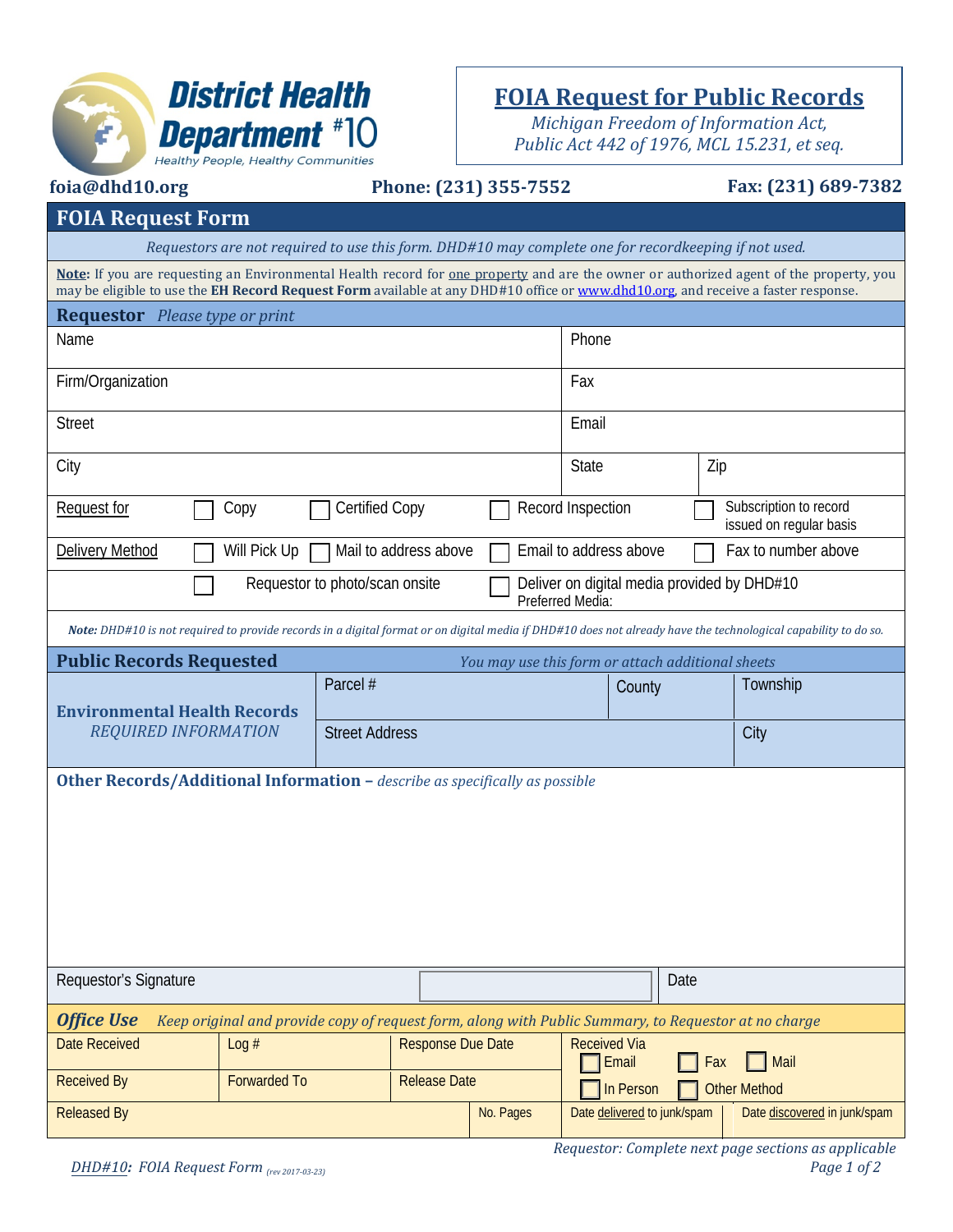**District Health Department #10**
*Healthy People, Healthy Communities*

# FOIA Request for Public Records

*Michigan Freedom of Information Act, Public Act 442 of 1976, MCL 15.231, et seq.*

**foia@dhd10.org** | **Phone: (231) 355-7552** | **Fax: (231) 689-7382**

## FOIA Request Form

*Requestors are not required to use this form. DHD#10 may complete one for recordkeeping if not used.*

**Note:** If you are requesting an Environmental Health record for one property and are the owner or authorized agent of the property, you may be eligible to use the **EH Record Request Form** available at any DHD#10 office or www.dhd10.org, and receive a faster response.

### Requestor *Please type or print*

| Name | | Phone | |
|---|---|---|---|
| Firm/Organization | | Fax | |
| Street | | Email | |
| City | | State | Zip |

Request for: ☐ Copy ☐ Certified Copy ☐ Record Inspection ☐ Subscription to record issued on regular basis

Delivery Method: ☐ Will Pick Up ☐ Mail to address above ☐ Email to address above ☐ Fax to number above
☐ Requestor to photo/scan onsite ☐ Deliver on digital media provided by DHD#10 Preferred Media:

***Note:** DHD#10 is not required to provide records in a digital format or on digital media if DHD#10 does not already have the technological capability to do so.*

### Public Records Requested *You may use this form or attach additional sheets*

| **Environmental Health Records** *REQUIRED INFORMATION* | Parcel # | County | Township |
|---|---|---|---|
| | Street Address | | City |

**Other Records/Additional Information –** *describe as specifically as possible*

| Requestor's Signature | | Date |
|---|---|---|

### *Office Use* *Keep original and provide copy of request form, along with Public Summary, to Requestor at no charge*

| Date Received | Log # | Response Due Date | Received Via ☐ Email ☐ Fax ☐ Mail |
|---|---|---|---|
| Received By | Forwarded To | Release Date | ☐ In Person ☐ Other Method |
| Released By | | No. Pages | Date delivered to junk/spam / Date discovered in junk/spam |

*Requestor: Complete next page sections as applicable*

*DHD#10: FOIA Request Form (rev 2017-03-23)*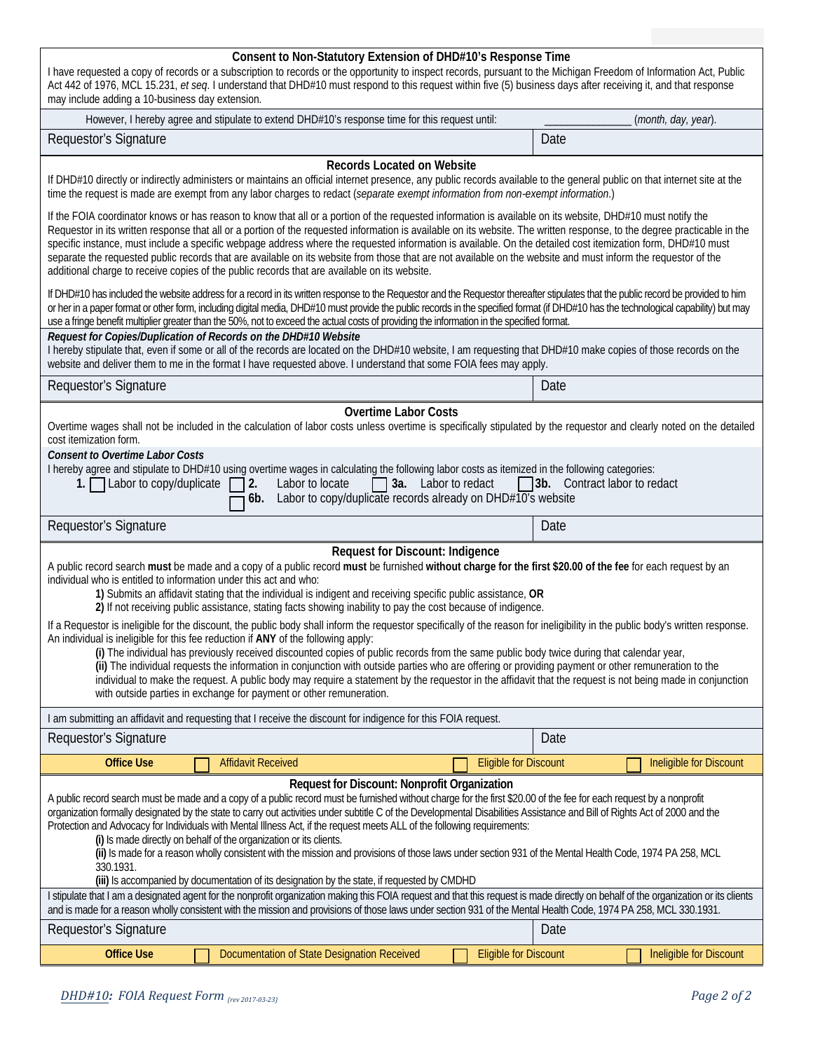### Consent to Non-Statutory Extension of DHD#10's Response Time

I have requested a copy of records or a subscription to records or the opportunity to inspect records, pursuant to the Michigan Freedom of Information Act, Public Act 442 of 1976, MCL 15.231, *et seq.* I understand that DHD#10 must respond to this request within five (5) business days after receiving it, and that response may include adding a 10-business day extension.

However, I hereby agree and stipulate to extend DHD#10's response time for this request until: _______________ (*month, day, year*).

| Requestor's Signature | Date |
|---|---|

### Records Located on Website

If DHD#10 directly or indirectly administers or maintains an official internet presence, any public records available to the general public on that internet site at the time the request is made are exempt from any labor charges to redact (*separate exempt information from non-exempt information*.)

If the FOIA coordinator knows or has reason to know that all or a portion of the requested information is available on its website, DHD#10 must notify the Requestor in its written response that all or a portion of the requested information is available on its website. The written response, to the degree practicable in the specific instance, must include a specific webpage address where the requested information is available. On the detailed cost itemization form, DHD#10 must separate the requested public records that are available on its website from those that are not available on the website and must inform the requestor of the additional charge to receive copies of the public records that are available on its website.

If DHD#10 has included the website address for a record in its written response to the Requestor and the Requestor thereafter stipulates that the public record be provided to him or her in a paper format or other form, including digital media, DHD#10 must provide the public records in the specified format (if DHD#10 has the technological capability) but may use a fringe benefit multiplier greater than the 50%, not to exceed the actual costs of providing the information in the specified format.

***Request for Copies/Duplication of Records on the DHD#10 Website***

I hereby stipulate that, even if some or all of the records are located on the DHD#10 website, I am requesting that DHD#10 make copies of those records on the website and deliver them to me in the format I have requested above. I understand that some FOIA fees may apply.

| Requestor's Signature | Date |
|---|---|

### Overtime Labor Costs

Overtime wages shall not be included in the calculation of labor costs unless overtime is specifically stipulated by the requestor and clearly noted on the detailed cost itemization form.

***Consent to Overtime Labor Costs***

I hereby agree and stipulate to DHD#10 using overtime wages in calculating the following labor costs as itemized in the following categories:

- ☐ **1.** Labor to copy/duplicate
- ☐ **2.** Labor to locate
- ☐ **3a.** Labor to redact
- ☐ **3b.** Contract labor to redact
- ☐ **6b.** Labor to copy/duplicate records already on DHD#10's website

| Requestor's Signature | Date |
|---|---|

### Request for Discount: Indigence

A public record search **must** be made and a copy of a public record **must** be furnished **without charge for the first $20.00 of the fee** for each request by an individual who is entitled to information under this act and who:

**1)** Submits an affidavit stating that the individual is indigent and receiving specific public assistance, **OR**
**2)** If not receiving public assistance, stating facts showing inability to pay the cost because of indigence.

If a Requestor is ineligible for the discount, the public body shall inform the requestor specifically of the reason for ineligibility in the public body's written response. An individual is ineligible for this fee reduction if **ANY** of the following apply:

**(i)** The individual has previously received discounted copies of public records from the same public body twice during that calendar year,
**(ii)** The individual requests the information in conjunction with outside parties who are offering or providing payment or other remuneration to the individual to make the request. A public body may require a statement by the requestor in the affidavit that the request is not being made in conjunction with outside parties in exchange for payment or other remuneration.

I am submitting an affidavit and requesting that I receive the discount for indigence for this FOIA request.

| Requestor's Signature | Date |
|---|---|

**Office Use** ☐ Affidavit Received ☐ Eligible for Discount ☐ Ineligible for Discount

### Request for Discount: Nonprofit Organization

A public record search must be made and a copy of a public record must be furnished without charge for the first $20.00 of the fee for each request by a nonprofit organization formally designated by the state to carry out activities under subtitle C of the Developmental Disabilities Assistance and Bill of Rights Act of 2000 and the Protection and Advocacy for Individuals with Mental Illness Act, if the request meets ALL of the following requirements:

**(i)** Is made directly on behalf of the organization or its clients.
**(ii)** Is made for a reason wholly consistent with the mission and provisions of those laws under section 931 of the Mental Health Code, 1974 PA 258, MCL 330.1931.
**(iii)** Is accompanied by documentation of its designation by the state, if requested by CMDHD

I stipulate that I am a designated agent for the nonprofit organization making this FOIA request and that this request is made directly on behalf of the organization or its clients and is made for a reason wholly consistent with the mission and provisions of those laws under section 931 of the Mental Health Code, 1974 PA 258, MCL 330.1931.

| Requestor's Signature | Date |
|---|---|

**Office Use** ☐ Documentation of State Designation Received ☐ Eligible for Discount ☐ Ineligible for Discount